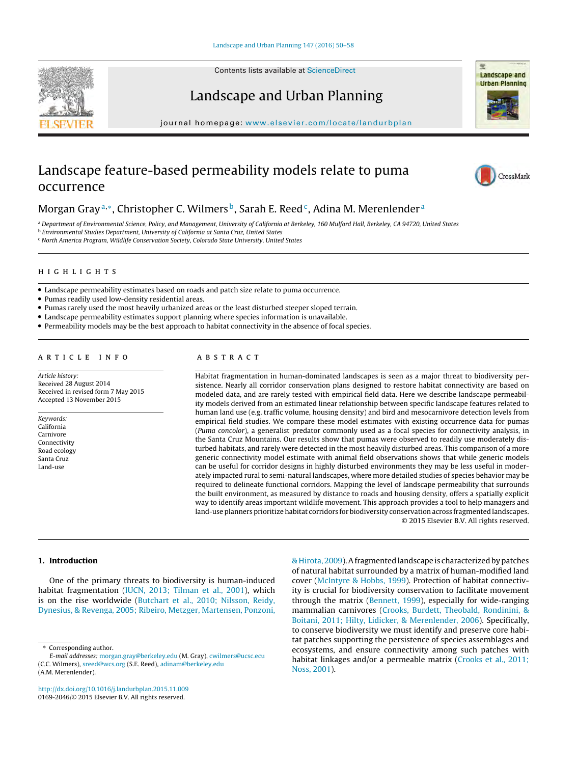# Landscape feature-based permeability models relate to puma occurrence

Morgan Gray[a,*], Christopher C. Wilmers[b], Sarah E. Reed[c], Adina M. Merenlender[a]

[a] Department of Environmental Science, Policy, and Management, University of California at Berkeley, 160 Mulford Hall, Berkeley, CA 94720, United States
[b] Environmental Studies Department, University of California at Santa Cruz, United States
[c] North America Program, Wildlife Conservation Society, Colorado State University, United States

## HIGHLIGHTS

- Landscape permeability estimates based on roads and patch size relate to puma occurrence.
- Pumas readily used low-density residential areas.
- Pumas rarely used the most heavily urbanized areas or the least disturbed steeper sloped terrain.
- Landscape permeability estimates support planning where species information is unavailable.
- Permeability models may be the best approach to habitat connectivity in the absence of focal species.

## ARTICLE INFO

*Article history:*
Received 28 August 2014
Received in revised form 7 May 2015
Accepted 13 November 2015

*Keywords:*
California
Carnivore
Connectivity
Road ecology
Santa Cruz
Land-use

## ABSTRACT

Habitat fragmentation in human-dominated landscapes is seen as a major threat to biodiversity persistence. Nearly all corridor conservation plans designed to restore habitat connectivity are based on modeled data, and are rarely tested with empirical field data. Here we describe landscape permeability models derived from an estimated linear relationship between specific landscape features related to human land use (e.g. traffic volume, housing density) and bird and mesocarnivore detection levels from empirical field studies. We compare these model estimates with existing occurrence data for pumas (*Puma concolor*), a generalist predator commonly used as a focal species for connectivity analysis, in the Santa Cruz Mountains. Our results show that pumas were observed to readily use moderately disturbed habitats, and rarely were detected in the most heavily disturbed areas. This comparison of a more generic connectivity model estimate with animal field observations shows that while generic models can be useful for corridor designs in highly disturbed environments they may be less useful in moderately impacted rural to semi-natural landscapes, where more detailed studies of species behavior may be required to delineate functional corridors. Mapping the level of landscape permeability that surrounds the built environment, as measured by distance to roads and housing density, offers a spatially explicit way to identify areas important wildlife movement. This approach provides a tool to help managers and land-use planners prioritize habitat corridors for biodiversity conservation across fragmented landscapes.

© 2015 Elsevier B.V. All rights reserved.

## 1. Introduction

One of the primary threats to biodiversity is human-induced habitat fragmentation (IUCN, 2013; Tilman et al., 2001), which is on the rise worldwide (Butchart et al., 2010; Nilsson, Reidy, Dynesius, & Revenga, 2005; Ribeiro, Metzger, Martensen, Ponzoni, & Hirota, 2009). A fragmented landscape is characterized by patches of natural habitat surrounded by a matrix of human-modified land cover (McIntyre & Hobbs, 1999). Protection of habitat connectivity is crucial for biodiversity conservation to facilitate movement through the matrix (Bennett, 1999), especially for wide-ranging mammalian carnivores (Crooks, Burdett, Theobald, Rondinini, & Boitani, 2011; Hilty, Lidicker, & Merenlender, 2006). Specifically, to conserve biodiversity we must identify and preserve core habitat patches supporting the persistence of species assemblages and ecosystems, and ensure connectivity among such patches with habitat linkages and/or a permeable matrix (Crooks et al., 2011; Noss, 2001).

---

\* Corresponding author.
*E-mail addresses:* morgan.gray@berkeley.edu (M. Gray), cwilmers@ucsc.ecu (C.C. Wilmers), sreed@wcs.org (S.E. Reed), adinam@berkeley.edu (A.M. Merenlender).

http://dx.doi.org/10.1016/j.landurbplan.2015.11.009
0169-2046/© 2015 Elsevier B.V. All rights reserved.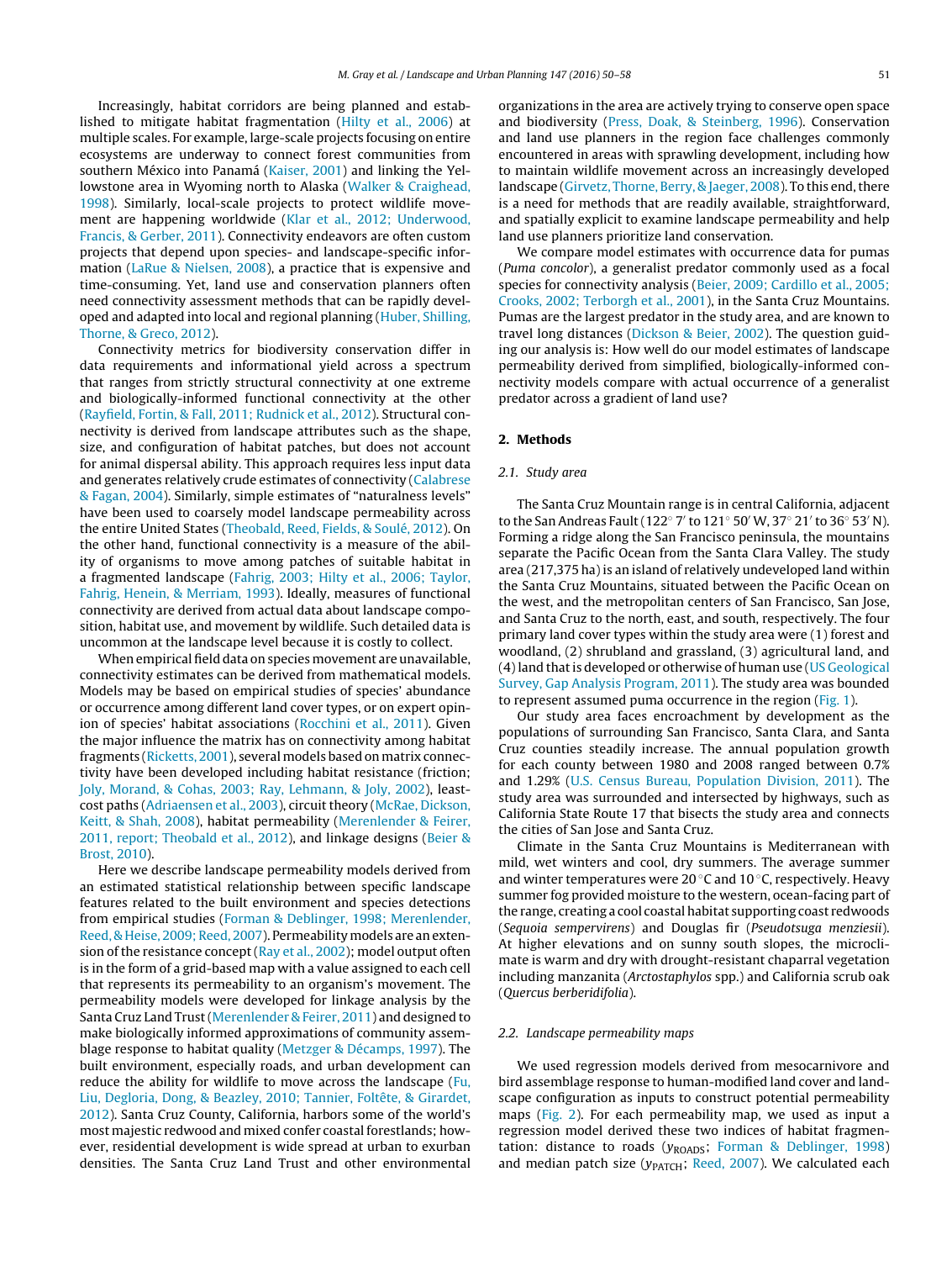Increasingly, habitat corridors are being planned and established to mitigate habitat fragmentation (Hilty et al., 2006) at multiple scales. For example, large-scale projects focusing on entire ecosystems are underway to connect forest communities from southern México into Panamá (Kaiser, 2001) and linking the Yellowstone area in Wyoming north to Alaska (Walker & Craighead, 1998). Similarly, local-scale projects to protect wildlife movement are happening worldwide (Klar et al., 2012; Underwood, Francis, & Gerber, 2011). Connectivity endeavors are often custom projects that depend upon species- and landscape-specific information (LaRue & Nielsen, 2008), a practice that is expensive and time-consuming. Yet, land use and conservation planners often need connectivity assessment methods that can be rapidly developed and adapted into local and regional planning (Huber, Shilling, Thorne, & Greco, 2012).

Connectivity metrics for biodiversity conservation differ in data requirements and informational yield across a spectrum that ranges from strictly structural connectivity at one extreme and biologically-informed functional connectivity at the other (Rayfield, Fortin, & Fall, 2011; Rudnick et al., 2012). Structural connectivity is derived from landscape attributes such as the shape, size, and configuration of habitat patches, but does not account for animal dispersal ability. This approach requires less input data and generates relatively crude estimates of connectivity (Calabrese & Fagan, 2004). Similarly, simple estimates of "naturalness levels" have been used to coarsely model landscape permeability across the entire United States (Theobald, Reed, Fields, & Soulé, 2012). On the other hand, functional connectivity is a measure of the ability of organisms to move among patches of suitable habitat in a fragmented landscape (Fahrig, 2003; Hilty et al., 2006; Taylor, Fahrig, Henein, & Merriam, 1993). Ideally, measures of functional connectivity are derived from actual data about landscape composition, habitat use, and movement by wildlife. Such detailed data is uncommon at the landscape level because it is costly to collect.

When empirical field data on species movement are unavailable, connectivity estimates can be derived from mathematical models. Models may be based on empirical studies of species' abundance or occurrence among different land cover types, or on expert opinion of species' habitat associations (Rocchini et al., 2011). Given the major influence the matrix has on connectivity among habitat fragments (Ricketts, 2001), several models based on matrix connectivity have been developed including habitat resistance (friction; Joly, Morand, & Cohas, 2003; Ray, Lehmann, & Joly, 2002), least-cost paths (Adriaensen et al., 2003), circuit theory (McRae, Dickson, Keitt, & Shah, 2008), habitat permeability (Merenlender & Feirer, 2011, report; Theobald et al., 2012), and linkage designs (Beier & Brost, 2010).

Here we describe landscape permeability models derived from an estimated statistical relationship between specific landscape features related to the built environment and species detections from empirical studies (Forman & Deblinger, 1998; Merenlender, Reed, & Heise, 2009; Reed, 2007). Permeability models are an extension of the resistance concept (Ray et al., 2002); model output often is in the form of a grid-based map with a value assigned to each cell that represents its permeability to an organism's movement. The permeability models were developed for linkage analysis by the Santa Cruz Land Trust (Merenlender & Feirer, 2011) and designed to make biologically informed approximations of community assemblage response to habitat quality (Metzger & Décamps, 1997). The built environment, especially roads, and urban development can reduce the ability for wildlife to move across the landscape (Fu, Liu, Degloria, Dong, & Beazley, 2010; Tannier, Foltête, & Girardet, 2012). Santa Cruz County, California, harbors some of the world's most majestic redwood and mixed confer coastal forestlands; however, residential development is wide spread at urban to exurban densities. The Santa Cruz Land Trust and other environmental organizations in the area are actively trying to conserve open space and biodiversity (Press, Doak, & Steinberg, 1996). Conservation and land use planners in the region face challenges commonly encountered in areas with sprawling development, including how to maintain wildlife movement across an increasingly developed landscape (Girvetz, Thorne, Berry, & Jaeger, 2008). To this end, there is a need for methods that are readily available, straightforward, and spatially explicit to examine landscape permeability and help land use planners prioritize land conservation.

We compare model estimates with occurrence data for pumas (*Puma concolor*), a generalist predator commonly used as a focal species for connectivity analysis (Beier, 2009; Cardillo et al., 2005; Crooks, 2002; Terborgh et al., 2001), in the Santa Cruz Mountains. Pumas are the largest predator in the study area, and are known to travel long distances (Dickson & Beier, 2002). The question guiding our analysis is: How well do our model estimates of landscape permeability derived from simplified, biologically-informed connectivity models compare with actual occurrence of a generalist predator across a gradient of land use?

## 2. Methods

### 2.1. Study area

The Santa Cruz Mountain range is in central California, adjacent to the San Andreas Fault (122° 7′ to 121° 50′ W, 37° 21′ to 36° 53′ N). Forming a ridge along the San Francisco peninsula, the mountains separate the Pacific Ocean from the Santa Clara Valley. The study area (217,375 ha) is an island of relatively undeveloped land within the Santa Cruz Mountains, situated between the Pacific Ocean on the west, and the metropolitan centers of San Francisco, San Jose, and Santa Cruz to the north, east, and south, respectively. The four primary land cover types within the study area were (1) forest and woodland, (2) shrubland and grassland, (3) agricultural land, and (4) land that is developed or otherwise of human use (US Geological Survey, Gap Analysis Program, 2011). The study area was bounded to represent assumed puma occurrence in the region (Fig. 1).

Our study area faces encroachment by development as the populations of surrounding San Francisco, Santa Clara, and Santa Cruz counties steadily increase. The annual population growth for each county between 1980 and 2008 ranged between 0.7% and 1.29% (U.S. Census Bureau, Population Division, 2011). The study area was surrounded and intersected by highways, such as California State Route 17 that bisects the study area and connects the cities of San Jose and Santa Cruz.

Climate in the Santa Cruz Mountains is Mediterranean with mild, wet winters and cool, dry summers. The average summer and winter temperatures were 20 °C and 10 °C, respectively. Heavy summer fog provided moisture to the western, ocean-facing part of the range, creating a cool coastal habitat supporting coast redwoods (*Sequoia sempervirens*) and Douglas fir (*Pseudotsuga menziesii*). At higher elevations and on sunny south slopes, the microclimate is warm and dry with drought-resistant chaparral vegetation including manzanita (*Arctostaphylos* spp.) and California scrub oak (*Quercus berberidifolia*).

### 2.2. Landscape permeability maps

We used regression models derived from mesocarnivore and bird assemblage response to human-modified land cover and landscape configuration as inputs to construct potential permeability maps (Fig. 2). For each permeability map, we used as input a regression model derived these two indices of habitat fragmentation: distance to roads ($y_{\mathrm{ROADS}}$; Forman & Deblinger, 1998) and median patch size ($y_{\mathrm{PATCH}}$; Reed, 2007). We calculated each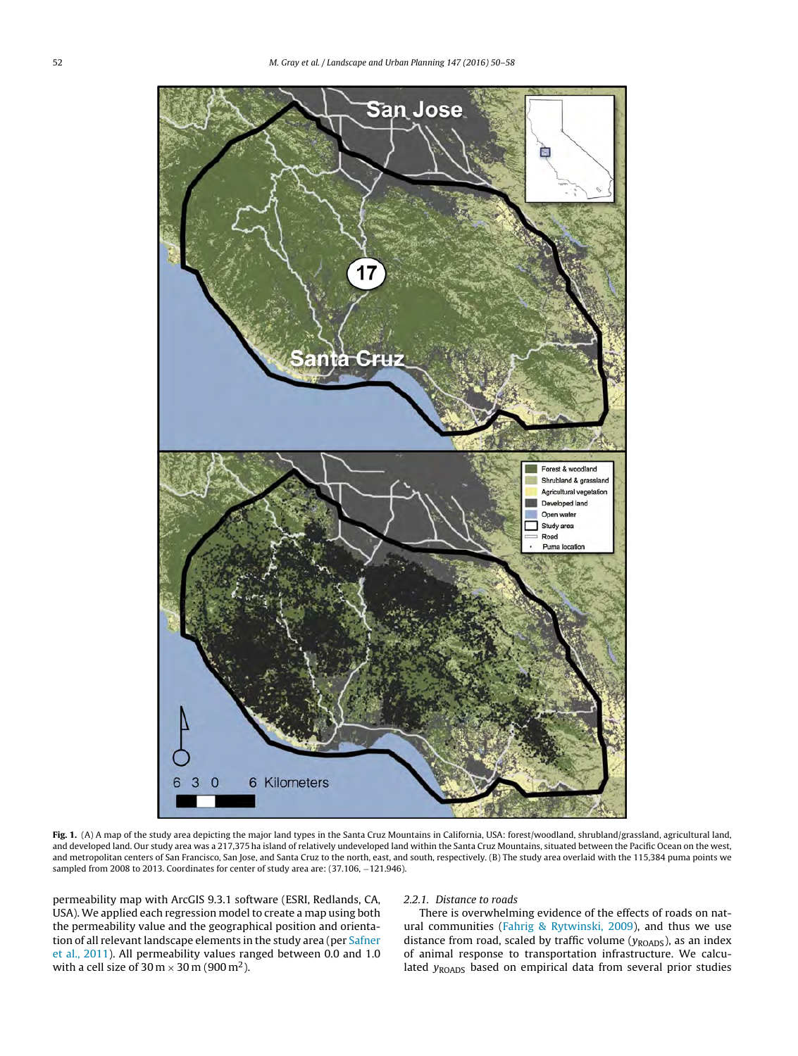**Fig. 1.** (A) A map of the study area depicting the major land types in the Santa Cruz Mountains in California, USA: forest/woodland, shrubland/grassland, agricultural land, and developed land. Our study area was a 217,375 ha island of relatively undeveloped land within the Santa Cruz Mountains, situated between the Pacific Ocean on the west, and metropolitan centers of San Francisco, San Jose, and Santa Cruz to the north, east, and south, respectively. (B) The study area overlaid with the 115,384 puma points we sampled from 2008 to 2013. Coordinates for center of study area are: (37.106, −121.946).

permeability map with ArcGIS 9.3.1 software (ESRI, Redlands, CA, USA). We applied each regression model to create a map using both the permeability value and the geographical position and orientation of all relevant landscape elements in the study area (per Safner et al., 2011). All permeability values ranged between 0.0 and 1.0 with a cell size of 30 m × 30 m (900 m$^2$).

#### 2.2.1. Distance to roads

There is overwhelming evidence of the effects of roads on natural communities (Fahrig & Rytwinski, 2009), and thus we use distance from road, scaled by traffic volume ($y_{\mathrm{ROADS}}$), as an index of animal response to transportation infrastructure. We calculated $y_{\mathrm{ROADS}}$ based on empirical data from several prior studies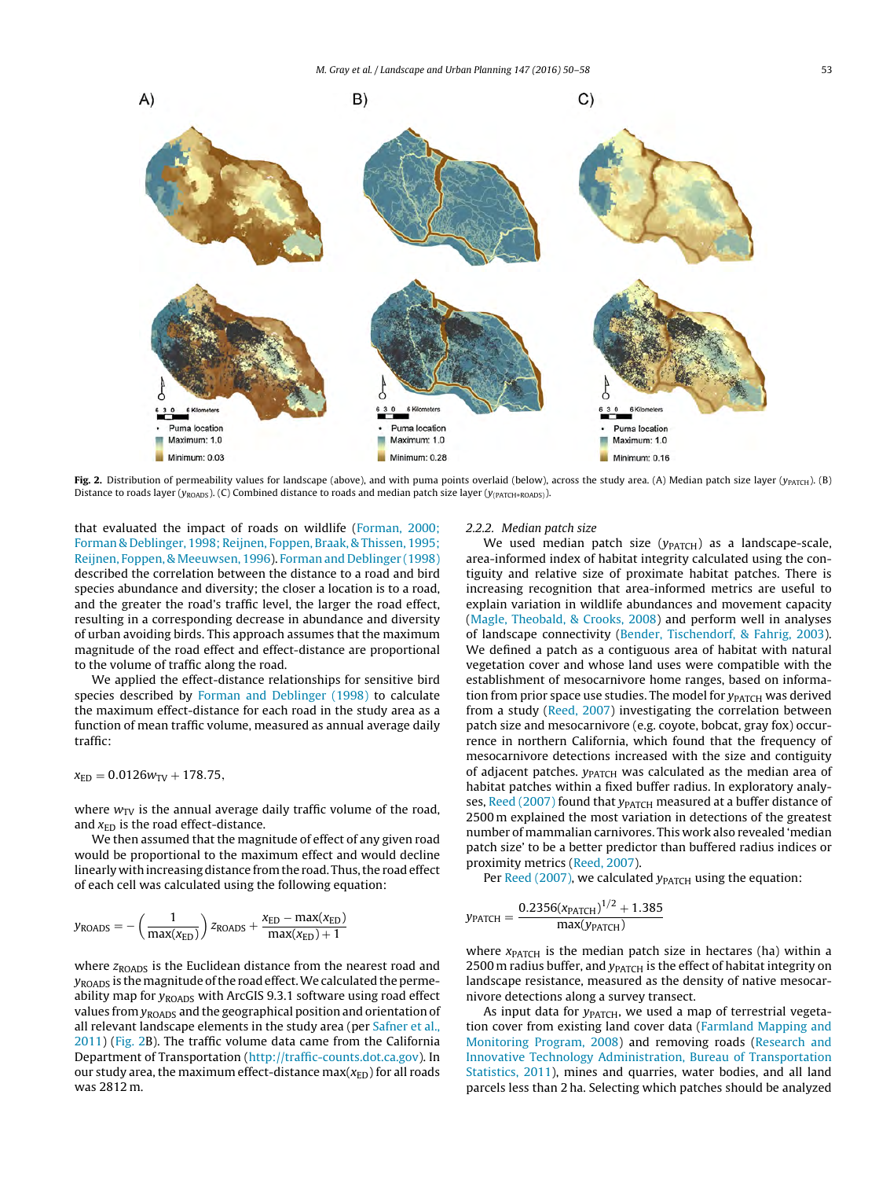Fig. 2. Distribution of permeability values for landscape (above), and with puma points overlaid (below), across the study area. (A) Median patch size layer ($y_{PATCH}$). (B) Distance to roads layer ($y_{ROADS}$). (C) Combined distance to roads and median patch size layer ($y_{(PATCH+ROADS)}$).

that evaluated the impact of roads on wildlife (Forman, 2000; Forman & Deblinger, 1998; Reijnen, Foppen, Braak, & Thissen, 1995; Reijnen, Foppen, & Meeuwsen, 1996). Forman and Deblinger (1998) described the correlation between the distance to a road and bird species abundance and diversity; the closer a location is to a road, and the greater the road's traffic level, the larger the road effect, resulting in a corresponding decrease in abundance and diversity of urban avoiding birds. This approach assumes that the maximum magnitude of the road effect and effect-distance are proportional to the volume of traffic along the road.

We applied the effect-distance relationships for sensitive bird species described by Forman and Deblinger (1998) to calculate the maximum effect-distance for each road in the study area as a function of mean traffic volume, measured as annual average daily traffic:

$$x_{ED} = 0.0126 w_{TV} + 178.75,$$

where $w_{TV}$ is the annual average daily traffic volume of the road, and $x_{ED}$ is the road effect-distance.

We then assumed that the magnitude of effect of any given road would be proportional to the maximum effect and would decline linearly with increasing distance from the road. Thus, the road effect of each cell was calculated using the following equation:

$$y_{ROADS} = -\left(\frac{1}{\max(x_{ED})}\right) z_{ROADS} + \frac{x_{ED} - \max(x_{ED})}{\max(x_{ED}) + 1}$$

where $z_{ROADS}$ is the Euclidean distance from the nearest road and $y_{ROADS}$ is the magnitude of the road effect. We calculated the permeability map for $y_{ROADS}$ with ArcGIS 9.3.1 software using road effect values from $y_{ROADS}$ and the geographical position and orientation of all relevant landscape elements in the study area (per Safner et al., 2011) (Fig. 2B). The traffic volume data came from the California Department of Transportation (http://traffic-counts.dot.ca.gov). In our study area, the maximum effect-distance $\max(x_{ED})$ for all roads was 2812 m.

### 2.2.2. Median patch size

We used median patch size ($y_{PATCH}$) as a landscape-scale, area-informed index of habitat integrity calculated using the contiguity and relative size of proximate habitat patches. There is increasing recognition that area-informed metrics are useful to explain variation in wildlife abundances and movement capacity (Magle, Theobald, & Crooks, 2008) and perform well in analyses of landscape connectivity (Bender, Tischendorf, & Fahrig, 2003). We defined a patch as a contiguous area of habitat with natural vegetation cover and whose land uses were compatible with the establishment of mesocarnivore home ranges, based on information from prior space use studies. The model for $y_{PATCH}$ was derived from a study (Reed, 2007) investigating the correlation between patch size and mesocarnivore (e.g. coyote, bobcat, gray fox) occurrence in northern California, which found that the frequency of mesocarnivore detections increased with the size and contiguity of adjacent patches. $y_{PATCH}$ was calculated as the median area of habitat patches within a fixed buffer radius. In exploratory analyses, Reed (2007) found that $y_{PATCH}$ measured at a buffer distance of 2500 m explained the most variation in detections of the greatest number of mammalian carnivores. This work also revealed 'median patch size' to be a better predictor than buffered radius indices or proximity metrics (Reed, 2007).

Per Reed (2007), we calculated $y_{PATCH}$ using the equation:

$$y_{PATCH} = \frac{0.2356 (x_{PATCH})^{1/2} + 1.385}{\max(y_{PATCH})}$$

where $x_{PATCH}$ is the median patch size in hectares (ha) within a 2500 m radius buffer, and $y_{PATCH}$ is the effect of habitat integrity on landscape resistance, measured as the density of native mesocarnivore detections along a survey transect.

As input data for $y_{PATCH}$, we used a map of terrestrial vegetation cover from existing land cover data (Farmland Mapping and Monitoring Program, 2008) and removing roads (Research and Innovative Technology Administration, Bureau of Transportation Statistics, 2011), mines and quarries, water bodies, and all land parcels less than 2 ha. Selecting which patches should be analyzed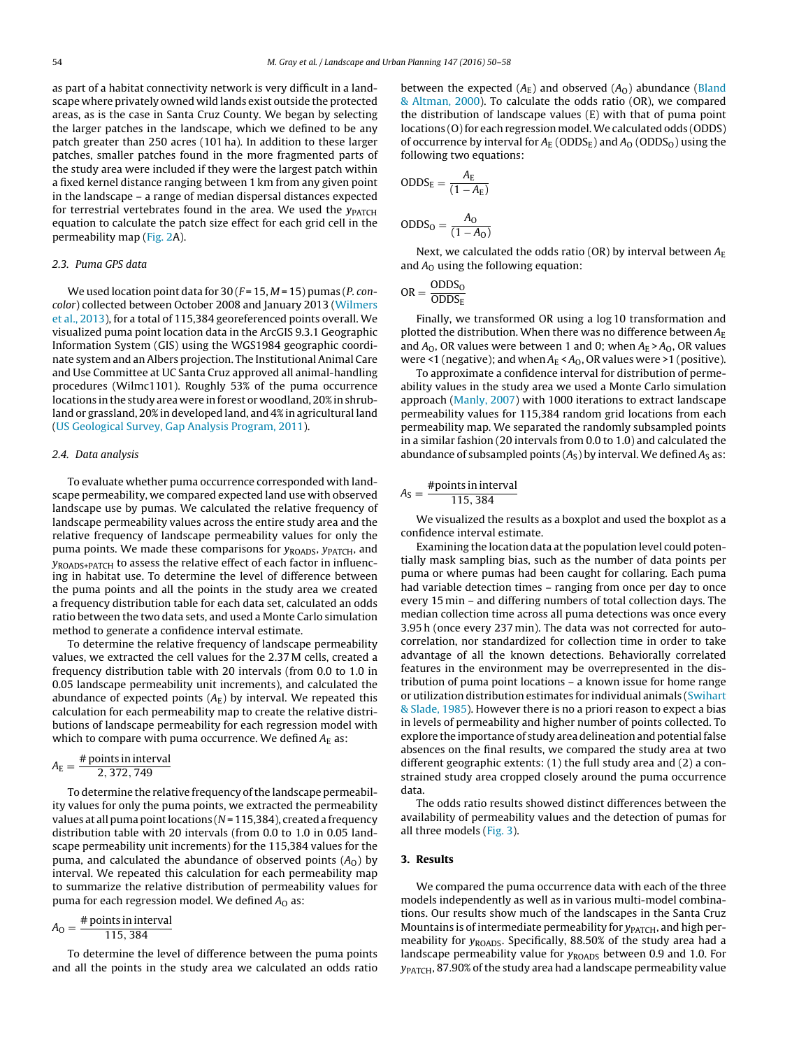as part of a habitat connectivity network is very difficult in a landscape where privately owned wild lands exist outside the protected areas, as is the case in Santa Cruz County. We began by selecting the larger patches in the landscape, which we defined to be any patch greater than 250 acres (101 ha). In addition to these larger patches, smaller patches found in the more fragmented parts of the study area were included if they were the largest patch within a fixed kernel distance ranging between 1 km from any given point in the landscape – a range of median dispersal distances expected for terrestrial vertebrates found in the area. We used the $y_{PATCH}$ equation to calculate the patch size effect for each grid cell in the permeability map (Fig. 2A).

### 2.3. Puma GPS data

We used location point data for 30 ($F$ = 15, $M$ = 15) pumas (*P. concolor*) collected between October 2008 and January 2013 (Wilmers et al., 2013), for a total of 115,384 georeferenced points overall. We visualized puma point location data in the ArcGIS 9.3.1 Geographic Information System (GIS) using the WGS1984 geographic coordinate system and an Albers projection. The Institutional Animal Care and Use Committee at UC Santa Cruz approved all animal-handling procedures (Wilmc1101). Roughly 53% of the puma occurrence locations in the study area were in forest or woodland, 20% in shrubland or grassland, 20% in developed land, and 4% in agricultural land (US Geological Survey, Gap Analysis Program, 2011).

### 2.4. Data analysis

To evaluate whether puma occurrence corresponded with landscape permeability, we compared expected land use with observed landscape use by pumas. We calculated the relative frequency of landscape permeability values across the entire study area and the relative frequency of landscape permeability values for only the puma points. We made these comparisons for $y_{ROADS}$, $y_{PATCH}$, and $y_{ROADS+PATCH}$ to assess the relative effect of each factor in influencing in habitat use. To determine the level of difference between the puma points and all the points in the study area we created a frequency distribution table for each data set, calculated an odds ratio between the two data sets, and used a Monte Carlo simulation method to generate a confidence interval estimate.

To determine the relative frequency of landscape permeability values, we extracted the cell values for the 2.37 M cells, created a frequency distribution table with 20 intervals (from 0.0 to 1.0 in 0.05 landscape permeability unit increments), and calculated the abundance of expected points ($A_E$) by interval. We repeated this calculation for each permeability map to create the relative distributions of landscape permeability for each regression model with which to compare with puma occurrence. We defined $A_E$ as:

$$A_E = \frac{\#\,\text{points in interval}}{2,372,749}$$

To determine the relative frequency of the landscape permeability values for only the puma points, we extracted the permeability values at all puma point locations ($N$ = 115,384), created a frequency distribution table with 20 intervals (from 0.0 to 1.0 in 0.05 landscape permeability unit increments) for the 115,384 values for the puma, and calculated the abundance of observed points ($A_O$) by interval. We repeated this calculation for each permeability map to summarize the relative distribution of permeability values for puma for each regression model. We defined $A_O$ as:

$$A_O = \frac{\#\,\text{points in interval}}{115,384}$$

To determine the level of difference between the puma points and all the points in the study area we calculated an odds ratio between the expected ($A_E$) and observed ($A_O$) abundance (Bland & Altman, 2000). To calculate the odds ratio (OR), we compared the distribution of landscape values (E) with that of puma point locations (O) for each regression model. We calculated odds (ODDS) of occurrence by interval for $A_E$ ($\text{ODDS}_E$) and $A_O$ ($\text{ODDS}_O$) using the following two equations:

$$\text{ODDS}_E = \frac{A_E}{(1 - A_E)}$$

$$\text{ODDS}_O = \frac{A_O}{(1 - A_O)}$$

Next, we calculated the odds ratio (OR) by interval between $A_E$ and $A_O$ using the following equation:

$$\text{OR} = \frac{\text{ODDS}_O}{\text{ODDS}_E}$$

Finally, we transformed OR using a log 10 transformation and plotted the distribution. When there was no difference between $A_E$ and $A_O$, OR values were between 1 and 0; when $A_E > A_O$, OR values were <1 (negative); and when $A_E < A_O$, OR values were >1 (positive).

To approximate a confidence interval for distribution of permeability values in the study area we used a Monte Carlo simulation approach (Manly, 2007) with 1000 iterations to extract landscape permeability values for 115,384 random grid locations from each permeability map. We separated the randomly subsampled points in a similar fashion (20 intervals from 0.0 to 1.0) and calculated the abundance of subsampled points ($A_S$) by interval. We defined $A_S$ as:

$$A_S = \frac{\#\text{points in interval}}{115,384}$$

We visualized the results as a boxplot and used the boxplot as a confidence interval estimate.

Examining the location data at the population level could potentially mask sampling bias, such as the number of data points per puma or where pumas had been caught for collaring. Each puma had variable detection times – ranging from once per day to once every 15 min – and differing numbers of total collection days. The median collection time across all puma detections was once every 3.95 h (once every 237 min). The data was not corrected for autocorrelation, nor standardized for collection time in order to take advantage of all the known detections. Behaviorally correlated features in the environment may be overrepresented in the distribution of puma point locations – a known issue for home range or utilization distribution estimates for individual animals (Swihart & Slade, 1985). However there is no a priori reason to expect a bias in levels of permeability and higher number of points collected. To explore the importance of study area delineation and potential false absences on the final results, we compared the study area at two different geographic extents: (1) the full study area and (2) a constrained study area cropped closely around the puma occurrence data.

The odds ratio results showed distinct differences between the availability of permeability values and the detection of pumas for all three models (Fig. 3).

## 3. Results

We compared the puma occurrence data with each of the three models independently as well as in various multi-model combinations. Our results show much of the landscapes in the Santa Cruz Mountains is of intermediate permeability for $y_{PATCH}$, and high permeability for $y_{ROADS}$. Specifically, 88.50% of the study area had a landscape permeability value for $y_{ROADS}$ between 0.9 and 1.0. For $y_{PATCH}$, 87.90% of the study area had a landscape permeability value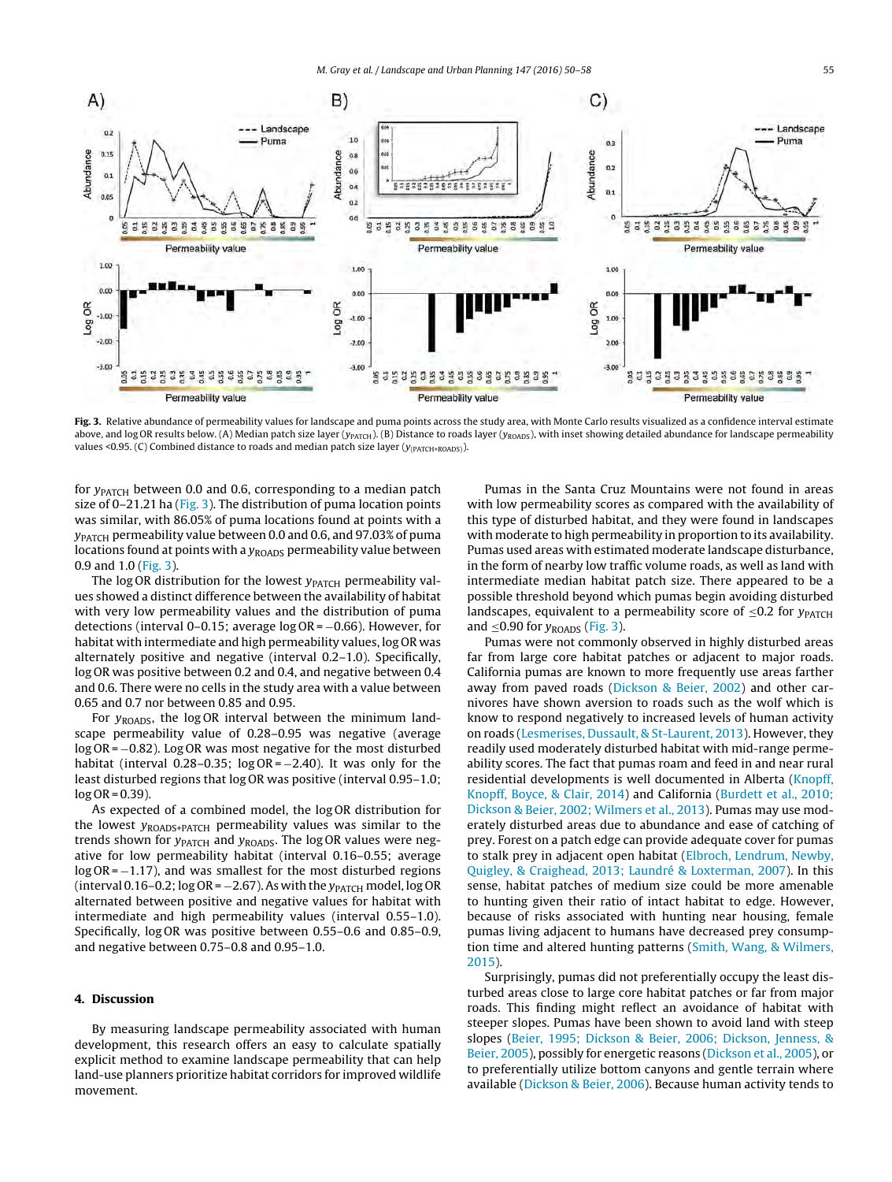Fig. 3. Relative abundance of permeability values for landscape and puma points across the study area, with Monte Carlo results visualized as a confidence interval estimate above, and log OR results below. (A) Median patch size layer ($y_{PATCH}$). (B) Distance to roads layer ($y_{ROADS}$), with inset showing detailed abundance for landscape permeability values <0.95. (C) Combined distance to roads and median patch size layer ($y_{(PATCH+ROADS)}$).

for $y_{PATCH}$ between 0.0 and 0.6, corresponding to a median patch size of 0–21.21 ha (Fig. 3). The distribution of puma location points was similar, with 86.05% of puma locations found at points with a $y_{PATCH}$ permeability value between 0.0 and 0.6, and 97.03% of puma locations found at points with a $y_{ROADS}$ permeability value between 0.9 and 1.0 (Fig. 3).

The log OR distribution for the lowest $y_{PATCH}$ permeability values showed a distinct difference between the availability of habitat with very low permeability values and the distribution of puma detections (interval 0–0.15; average log OR = −0.66). However, for habitat with intermediate and high permeability values, log OR was alternately positive and negative (interval 0.2–1.0). Specifically, log OR was positive between 0.2 and 0.4, and negative between 0.4 and 0.6. There were no cells in the study area with a value between 0.65 and 0.7 nor between 0.85 and 0.95.

For $y_{ROADS}$, the log OR interval between the minimum landscape permeability value of 0.28–0.95 was negative (average log OR = −0.82). Log OR was most negative for the most disturbed habitat (interval 0.28–0.35; log OR = −2.40). It was only for the least disturbed regions that log OR was positive (interval 0.95–1.0; log OR = 0.39).

As expected of a combined model, the log OR distribution for the lowest $y_{ROADS+PATCH}$ permeability values was similar to the trends shown for $y_{PATCH}$ and $y_{ROADS}$. The log OR values were negative for low permeability habitat (interval 0.16–0.55; average log OR = −1.17), and was smallest for the most disturbed regions (interval 0.16–0.2; log OR = −2.67). As with the $y_{PATCH}$ model, log OR alternated between positive and negative values for habitat with intermediate and high permeability values (interval 0.55–1.0). Specifically, log OR was positive between 0.55–0.6 and 0.85–0.9, and negative between 0.75–0.8 and 0.95–1.0.

## 4. Discussion

By measuring landscape permeability associated with human development, this research offers an easy to calculate spatially explicit method to examine landscape permeability that can help land-use planners prioritize habitat corridors for improved wildlife movement.

Pumas in the Santa Cruz Mountains were not found in areas with low permeability scores as compared with the availability of this type of disturbed habitat, and they were found in landscapes with moderate to high permeability in proportion to its availability. Pumas used areas with estimated moderate landscape disturbance, in the form of nearby low traffic volume roads, as well as land with intermediate median habitat patch size. There appeared to be a possible threshold beyond which pumas begin avoiding disturbed landscapes, equivalent to a permeability score of ≤0.2 for $y_{PATCH}$ and ≤0.90 for $y_{ROADS}$ (Fig. 3).

Pumas were not commonly observed in highly disturbed areas far from large core habitat patches or adjacent to major roads. California pumas are known to more frequently use areas farther away from paved roads (Dickson & Beier, 2002) and other carnivores have shown aversion to roads such as the wolf which is know to respond negatively to increased levels of human activity on roads (Lesmerises, Dussault, & St-Laurent, 2013). However, they readily used moderately disturbed habitat with mid-range permeability scores. The fact that pumas roam and feed in and near rural residential developments is well documented in Alberta (Knopff, Knopff, Boyce, & Clair, 2014) and California (Burdett et al., 2010; Dickson & Beier, 2002; Wilmers et al., 2013). Pumas may use moderately disturbed areas due to abundance and ease of catching of prey. Forest on a patch edge can provide adequate cover for pumas to stalk prey in adjacent open habitat (Elbroch, Lendrum, Newby, Quigley, & Craighead, 2013; Laundré & Loxterman, 2007). In this sense, habitat patches of medium size could be more amenable to hunting given their ratio of intact habitat to edge. However, because of risks associated with hunting near housing, female pumas living adjacent to humans have decreased prey consumption time and altered hunting patterns (Smith, Wang, & Wilmers, 2015).

Surprisingly, pumas did not preferentially occupy the least disturbed areas close to large core habitat patches or far from major roads. This finding might reflect an avoidance of habitat with steeper slopes. Pumas have been shown to avoid land with steep slopes (Beier, 1995; Dickson & Beier, 2006; Dickson, Jenness, & Beier, 2005), possibly for energetic reasons (Dickson et al., 2005), or to preferentially utilize bottom canyons and gentle terrain where available (Dickson & Beier, 2006). Because human activity tends to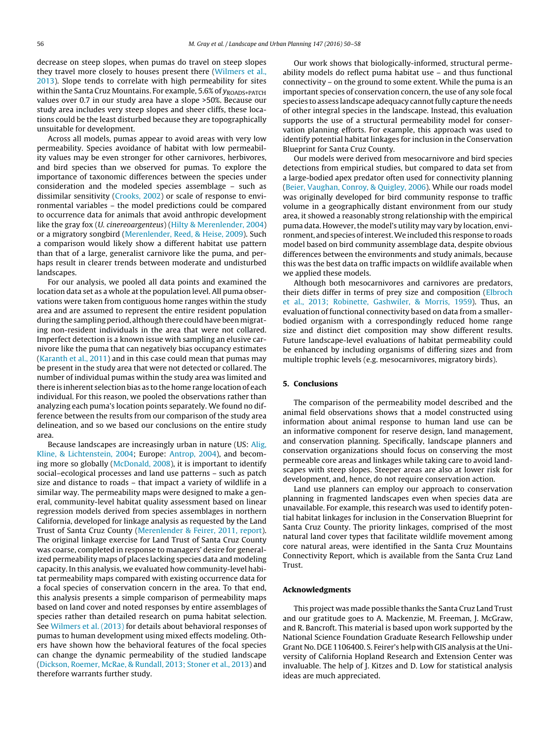decrease on steep slopes, when pumas do travel on steep slopes they travel more closely to houses present there (Wilmers et al., 2013). Slope tends to correlate with high permeability for sites within the Santa Cruz Mountains. For example, 5.6% of $y_{\mathrm{ROADS+PATCH}}$ values over 0.7 in our study area have a slope >50%. Because our study area includes very steep slopes and sheer cliffs, these locations could be the least disturbed because they are topographically unsuitable for development.

Across all models, pumas appear to avoid areas with very low permeability. Species avoidance of habitat with low permeability values may be even stronger for other carnivores, herbivores, and bird species than we observed for pumas. To explore the importance of taxonomic differences between the species under consideration and the modeled species assemblage – such as dissimilar sensitivity (Crooks, 2002) or scale of response to environmental variables – the model predictions could be compared to occurrence data for animals that avoid anthropic development like the gray fox (*U. cinereoargenteus*) (Hilty & Merenlender, 2004) or a migratory songbird (Merenlender, Reed, & Heise, 2009). Such a comparison would likely show a different habitat use pattern than that of a large, generalist carnivore like the puma, and perhaps result in clearer trends between moderate and undisturbed landscapes.

For our analysis, we pooled all data points and examined the location data set as a whole at the population level. All puma observations were taken from contiguous home ranges within the study area and are assumed to represent the entire resident population during the sampling period, although there could have been migrating non-resident individuals in the area that were not collared. Imperfect detection is a known issue with sampling an elusive carnivore like the puma that can negatively bias occupancy estimates (Karanth et al., 2011) and in this case could mean that pumas may be present in the study area that were not detected or collared. The number of individual pumas within the study area was limited and there is inherent selection bias as to the home range location of each individual. For this reason, we pooled the observations rather than analyzing each puma's location points separately. We found no difference between the results from our comparison of the study area delineation, and so we based our conclusions on the entire study area.

Because landscapes are increasingly urban in nature (US: Alig, Kline, & Lichtenstein, 2004; Europe: Antrop, 2004), and becoming more so globally (McDonald, 2008), it is important to identify social–ecological processes and land use patterns – such as patch size and distance to roads – that impact a variety of wildlife in a similar way. The permeability maps were designed to make a general, community-level habitat quality assessment based on linear regression models derived from species assemblages in northern California, developed for linkage analysis as requested by the Land Trust of Santa Cruz County (Merenlender & Feirer, 2011, report). The original linkage exercise for Land Trust of Santa Cruz County was coarse, completed in response to managers' desire for generalized permeability maps of places lacking species data and modeling capacity. In this analysis, we evaluated how community-level habitat permeability maps compared with existing occurrence data for a focal species of conservation concern in the area. To that end, this analysis presents a simple comparison of permeability maps based on land cover and noted responses by entire assemblages of species rather than detailed research on puma habitat selection. See Wilmers et al. (2013) for details about behavioral responses of pumas to human development using mixed effects modeling. Others have shown how the behavioral features of the focal species can change the dynamic permeability of the studied landscape (Dickson, Roemer, McRae, & Rundall, 2013; Stoner et al., 2013) and therefore warrants further study.

Our work shows that biologically-informed, structural permeability models do reflect puma habitat use – and thus functional connectivity – on the ground to some extent. While the puma is an important species of conservation concern, the use of any sole focal species to assess landscape adequacy cannot fully capture the needs of other integral species in the landscape. Instead, this evaluation supports the use of a structural permeability model for conservation planning efforts. For example, this approach was used to identify potential habitat linkages for inclusion in the Conservation Blueprint for Santa Cruz County.

Our models were derived from mesocarnivore and bird species detections from empirical studies, but compared to data set from a large-bodied apex predator often used for connectivity planning (Beier, Vaughan, Conroy, & Quigley, 2006). While our roads model was originally developed for bird community response to traffic volume in a geographically distant environment from our study area, it showed a reasonably strong relationship with the empirical puma data. However, the model's utility may vary by location, environment, and species of interest. We included this response to roads model based on bird community assemblage data, despite obvious differences between the environments and study animals, because this was the best data on traffic impacts on wildlife available when we applied these models.

Although both mesocarnivores and carnivores are predators, their diets differ in terms of prey size and composition (Elbroch et al., 2013; Robinette, Gashwiler, & Morris, 1959). Thus, an evaluation of functional connectivity based on data from a smaller-bodied organism with a correspondingly reduced home range size and distinct diet composition may show different results. Future landscape-level evaluations of habitat permeability could be enhanced by including organisms of differing sizes and from multiple trophic levels (e.g. mesocarnivores, migratory birds).

## 5. Conclusions

The comparison of the permeability model described and the animal field observations shows that a model constructed using information about animal response to human land use can be an informative component for reserve design, land management, and conservation planning. Specifically, landscape planners and conservation organizations should focus on conserving the most permeable core areas and linkages while taking care to avoid landscapes with steep slopes. Steeper areas are also at lower risk for development, and, hence, do not require conservation action.

Land use planners can employ our approach to conservation planning in fragmented landscapes even when species data are unavailable. For example, this research was used to identify potential habitat linkages for inclusion in the Conservation Blueprint for Santa Cruz County. The priority linkages, comprised of the most natural land cover types that facilitate wildlife movement among core natural areas, were identified in the Santa Cruz Mountains Connectivity Report, which is available from the Santa Cruz Land Trust.

## Acknowledgments

This project was made possible thanks the Santa Cruz Land Trust and our gratitude goes to A. Mackenzie, M. Freeman, J. McGraw, and R. Bancroft. This material is based upon work supported by the National Science Foundation Graduate Research Fellowship under Grant No. DGE 1106400. S. Feirer's help with GIS analysis at the University of California Hopland Research and Extension Center was invaluable. The help of J. Kitzes and D. Low for statistical analysis ideas are much appreciated.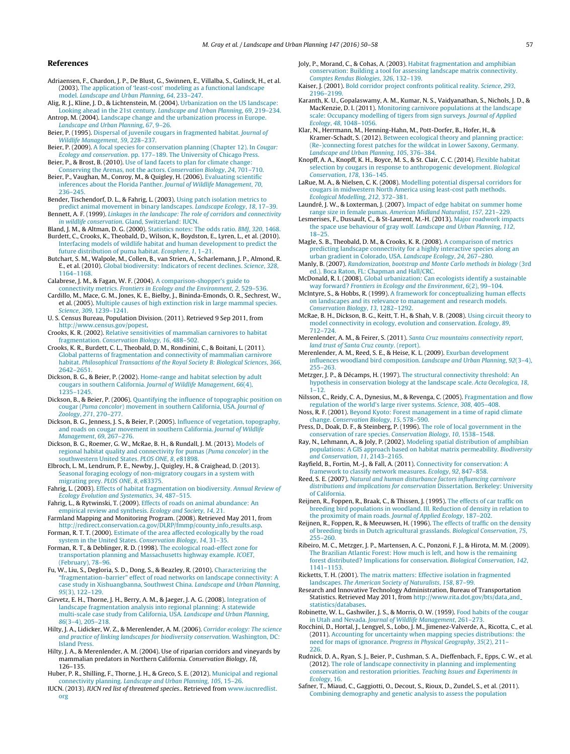## References

Adriaensen, F., Chardon, J. P., De Blust, G., Swinnen, E., Villalba, S., Gulinck, H., et al. (2003). The application of 'least-cost' modeling as a functional landscape model. *Landscape and Urban Planning*, *64*, 233–247.

Alig, R. J., Kline, J. D., & Lichtenstein, M. (2004). Urbanization on the US landscape: Looking ahead in the 21st century. *Landscape and Urban Planning*, *69*, 219–234.

Antrop, M. (2004). Landscape change and the urbanization process in Europe. *Landscape and Urban Planning*, *67*, 9–26.

Beier, P. (1995). Dispersal of juvenile cougars in fragmented habitat. *Journal of Wildlife Management*, *59*, 228–237.

Beier, P. (2009). A focal species for conservation planning (Chapter 12). In *Cougar: Ecology and conservation*. pp. 177–189. The University of Chicago Press.

Beier, P., & Brost, B. (2010). Use of land facets to plan for climate change: Conserving the Arenas, not the actors. *Conservation Biology*, *24*, 701–710.

Beier, P., Vaughan, M., Conroy, M., & Quigley, H. (2006). Evaluating scientific inferences about the Florida Panther. *Journal of Wildlife Management*, *70*, 236–245.

Bender, Tischendorf, D. L., & Fahrig, L. (2003). Using patch isolation metrics to predict animal movement in binary landscapes. *Landscape Ecology*, *18*, 17–39.

Bennett, A. F. (1999). *Linkages in the landscape: The role of corridors and connectivity in wildlife conservation*. Gland, Switzerland: IUCN.

Bland, J. M., & Altman, D. G. (2000). Statistics notes: The odds ratio. *BMJ*, *320*, 1468.

Burdett, C., Crooks, K., Theobald, D., Wilson, K., Boydston, E., Lyren, L., et al. (2010). Interfacing models of wildlife habitat and human development to predict the future distribution of puma habitat. *Ecosphere*, *1*, 1–21.

Butchart, S. M., Walpole, M., Collen, B., van Strien, A., Scharlemann, J. P., Almond, R. E., et al. (2010). Global biodiversity: Indicators of recent declines. *Science*, *328*, 1164–1168.

Calabrese, J. M., & Fagan, W. F. (2004). A comparison-shopper's guide to connectivity metrics. *Frontiers in Ecology and the Environment*, *2*, 529–536.

Cardillo, M., Mace, G. M., Jones, K. E., Bielby, J., Bininda-Emonds, O. R., Sechrest, W., et al. (2005). Multiple causes of high extinction risk in large mammal species. *Science*, *309*, 1239–1241.

U. S. Census Bureau, Population Division. (2011). Retrieved 9 Sep 2011, from http://www.census.gov/popest.

Crooks, K. R. (2002). Relative sensitivities of mammalian carnivores to habitat fragmentation. *Conservation Biology*, *16*, 488–502.

Crooks, K. R., Burdett, C. L., Theobald, D. M., Rondinini, C., & Boitani, L. (2011). Global patterns of fragmentation and connectivity of mammalian carnivore habitat. *Philosophical Transactions of the Royal Society B: Biological Sciences*, *366*, 2642–2651.

Dickson, B. G., & Beier, P. (2002). Home-range and habitat selection by adult cougars in southern California. *Journal of Wildlife Management*, *66*(4), 1235–1245.

Dickson, B., & Beier, P. (2006). Quantifying the influence of topographic position on cougar (*Puma concolor*) movement in southern California, USA. *Journal of Zoology*, *271*, 270–277.

Dickson, B. G., Jenness, J. S., & Beier, P. (2005). Influence of vegetation, topography, and roads on cougar movement in southern California. *Journal of Wildlife Management*, *69*, 267–276.

Dickson, B. G., Roemer, G. W., McRae, B. H., & Rundall, J. M. (2013). Models of regional habitat quality and connectivity for pumas (*Puma concolor*) in the southwestern United States. *PLOS ONE*, *8*, e81898.

Elbroch, L. M., Lendrum, P. E., Newby, J., Quigley, H., & Craighead, D. (2013). Seasonal foraging ecology of non-migratory cougars in a system with migrating prey. *PLOS ONE*, *8*, e83375.

Fahrig, L. (2003). Effects of habitat fragmentation on biodiversity. *Annual Review of Ecology Evolution and Systematics*, *34*, 487–515.

Fahrig, L., & Rytwinski, T. (2009). Effects of roads on animal abundance: An empirical review and synthesis. *Ecology and Society*, *14*, 21.

Farmland Mapping and Monitoring Program. (2008). Retrieved May 2011, from http://redirect.conservation.ca.gov/DLRP/fmmp/county_info_results.asp.

Forman, R. T. T. (2000). Estimate of the area affected ecologically by the road system in the United States. *Conservation Biology*, *14*, 31–35.

Forman, R. T., & Deblinger, R. D. (1998). The ecological road-effect zone for transportation planning and Massachusetts highway example. *ICOET*, (February), 78–96.

Fu, W., Liu, S., Degloria, S. D., Dong, S., & Beazley, R. (2010). Characterizing the "fragmentation–barrier" effect of road networks on landscape connectivity: A case study in Xishuangbanna, Southwest China. *Landscape and Urban Planning*, *95*(3), 122–129.

Girvetz, E. H., Thorne, J. H., Berry, A. M., & Jaeger, J. A. G. (2008). Integration of landscape fragmentation analysis into regional planning: A statewide multi-scale case study from California, USA. *Landscape and Urban Planning*, *86*(3–4), 205–218.

Hilty, J. A., Lidicker, W. Z., & Merenlender, A. M. (2006). *Corridor ecology: The science and practice of linking landscapes for biodiversity conservation*. Washington, DC: Island Press.

Hilty, J. A., & Merenlender, A. M. (2004). Use of riparian corridors and vineyards by mammalian predators in Northern California. *Conservation Biology*, *18*, 126–135.

Huber, P. R., Shilling, F., Thorne, J. H., & Greco, S. E. (2012). Municipal and regional connectivity planning. *Landscape and Urban Planning*, *105*, 15–26.

IUCN. (2013). *IUCN red list of threatened species*.. Retrieved from www.iucnredlist.org

Joly, P., Morand, C., & Cohas, A. (2003). Habitat fragmentation and amphibian conservation: Building a tool for assessing landscape matrix connectivity. *Comptes Rendus Biologies*, *326*, 132–139.

Kaiser, J. (2001). Bold corridor project confronts political reality. *Science*, *293*, 2196–2199.

Karanth, K. U., Gopalaswamy, A. M., Kumar, N. S., Vaidyanathan, S., Nichols, J. D., & MacKenzie, D. I. (2011). Monitoring carnivore populations at the landscape scale: Occupancy modelling of tigers from sign surveys. *Journal of Applied Ecology*, *48*, 1048–1056.

Klar, N., Herrmann, M., Henning-Hahn, M., Pott-Dorfer, B., Hofer, H., & Kramer-Schadt, S. (2012). Between ecological theory and planning practice: (Re-)connecting forest patches for the wildcat in Lower Saxony, Germany. *Landscape and Urban Planning*, *105*, 376–384.

Knopff, A. A., Knopff, K. H., Boyce, M. S., & St. Clair, C. C. (2014). Flexible habitat selection by cougars in response to anthropogenic development. *Biological Conservation*, *178*, 136–145.

LaRue, M. A., & Nielsen, C. K. (2008). Modelling potential dispersal corridors for cougars in midwestern North America using least-cost path methods. *Ecological Modelling*, *212*, 372–381.

Laundré, J. W., & Loxterman, J. (2007). Impact of edge habitat on summer home range size in female pumas. *American Midland Naturalist*, *157*, 221–229.

Lesmerises, F., Dussault, C., & St-Laurent, M.-H. (2013). Major roadwork impacts the space use behaviour of gray wolf. *Landscape and Urban Planning*, *112*, 18–25.

Magle, S. B., Theobald, D. M., & Crooks, K. R. (2008). A comparison of metrics predicting landscape connectivity for a highly interactive species along an urban gradient in Colorado, USA. *Landscape Ecology*, *24*, 267–280.

Manly, B. (2007). *Randomization, bootstrap and Monte Carlo methods in biology* (3rd ed.). Boca Raton, FL: Chapman and Hall/CRC.

McDonald, R. I. (2008). Global urbanization: Can ecologists identify a sustainable way forward? *Frontiers in Ecology and the Environment*, *6*(2), 99–104.

McIntyre, S., & Hobbs, R. (1999). A framework for conceptualizing human effects on landscapes and its relevance to management and research models. *Conservation Biology*, *13*, 1282–1292.

McRae, B. H., Dickson, B. G., Keitt, T. H., & Shah, V. B. (2008). Using circuit theory to model connectivity in ecology, evolution and conservation. *Ecology*, *89*, 712–724.

Merenlender, A. M., & Feirer, S. (2011). *Santa Cruz mountains connectivity report, land trust of Santa Cruz county*. (report).

Merenlender, A. M., Reed, S. E., & Heise, K. L. (2009). Exurban development influences woodland bird composition. *Landscape and Urban Planning*, *92*(3–4), 255–263.

Metzger, J. P., & Décamps, H. (1997). The structural connectivity threshold: An hypothesis in conservation biology at the landscape scale. *Acta Oecologica*, *18*, 1–12.

Nilsson, C., Reidy, C. A., Dynesius, M., & Revenga, C. (2005). Fragmentation and flow regulation of the world's large river systems. *Science*, *308*, 405–408.

Noss, R. F. (2001). Beyond Kyoto: Forest management in a time of rapid climate change. *Conservation Biology*, *15*, 578–590.

Press, D., Doak, D. F., & Steinberg, P. (1996). The role of local government in the conservation of rare species. *Conservation Biology*, *10*, 1538–1548.

Ray, N., Lehmann, A., & Joly, P. (2002). Modeling spatial distribution of amphibian populations: A GIS approach based on habitat matrix permeability. *Biodiversity and Conservation*, *11*, 2143–2165.

Rayfield, B., Fortin, M.-J., & Fall, A. (2011). Connectivity for conservation: A framework to classify network measures. *Ecology*, *92*, 847–858.

Reed, S. E. (2007). *Natural and human disturbance factors influencing carnivore distributions and implications for conservation* Dissertation. Berkeley: University of California.

Reijnen, R., Foppen, R., Braak, C., & Thissen, J. (1995). The effects of car traffic on breeding bird populations in woodland. III. Reduction of density in relation to the proximity of main roads. *Journal of Applied Ecology*, 187–202.

Reijnen, R., Foppen, R., & Meeuwsen, H. (1996). The effects of traffic on the density of breeding birds in Dutch agricultural grasslands. *Biological Conservation*, *75*, 255–260.

Ribeiro, M. C., Metzger, J. P., Martensen, A. C., Ponzoni, F. J., & Hirota, M. M. (2009). The Brazilian Atlantic Forest: How much is left, and how is the remaining forest distributed? Implications for conservation. *Biological Conservation*, *142*, 1141–1153.

Ricketts, T. H. (2001). The matrix matters: Effective isolation in fragmented landscapes. *The American Society of Naturalists*, *158*, 87–99.

Research and Innovative Technology Administration, Bureau of Transportation Statistics. Retrieved May 2011, from http://www.rita.dot.gov/bts/data_and_statistics/databases.

Robinette, W. L., Gashwiler, J. S., & Morris, O. W. (1959). Food habits of the cougar in Utah and Nevada. *Journal of Wildlife Management*, 261–273.

Rocchini, D., Hortal, J., Lengyel, S., Lobo, J. M., Jimenez-Valverde, A., Ricotta, C., et al. (2011). Accounting for uncertainty when mapping species distributions: the need for maps of ignorance. *Progress in Physical Geography*, *35*(2), 211–226.

Rudnick, D. A., Ryan, S. J., Beier, P., Cushman, S. A., Dieffenbach, F., Epps, C. W., et al. (2012). The role of landscape connectivity in planning and implementing conservation and restoration priorities. *Teaching Issues and Experiments in Ecology*, 16.

Safner, T., Miaud, C., Gaggiotti, O., Decout, S., Rioux, D., Zundel, S., et al. (2011). Combining demography and genetic analysis to assess the population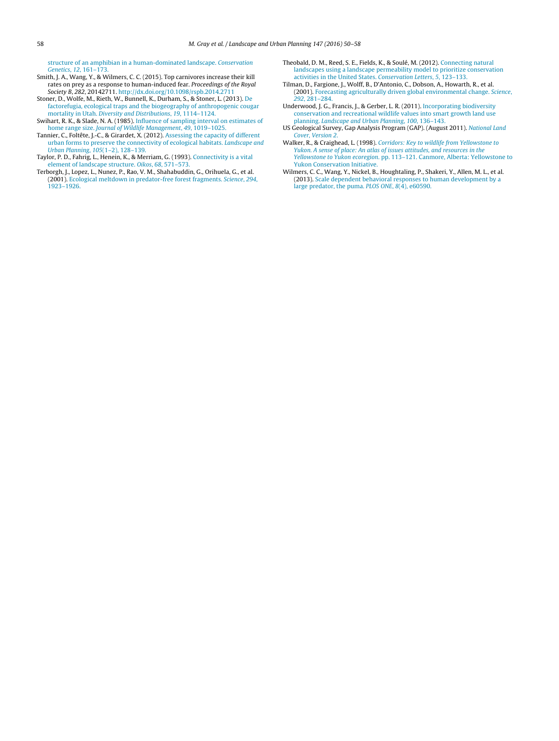structure of an amphibian in a human-dominated landscape. *Conservation Genetics*, *12*, 161–173.

Smith, J. A., Wang, Y., & Wilmers, C. C. (2015). Top carnivores increase their kill rates on prey as a response to human-induced fear. *Proceedings of the Royal Society B*, *282*, 20142711. http://dx.doi.org/10.1098/rspb.2014.2711

Stoner, D., Wolfe, M., Rieth, W., Bunnell, K., Durham, S., & Stoner, L. (2013). De factorefugia, ecological traps and the biogeography of anthropogenic cougar mortality in Utah. *Diversity and Distributions*, *19*, 1114–1124.

Swihart, R. K., & Slade, N. A. (1985). Influence of sampling interval on estimates of home range size. *Journal of Wildlife Management*, *49*, 1019–1025.

Tannier, C., Foltête, J.-C., & Girardet, X. (2012). Assessing the capacity of different urban forms to preserve the connectivity of ecological habitats. *Landscape and Urban Planning*, *105*(1–2), 128–139.

Taylor, P. D., Fahrig, L., Henein, K., & Merriam, G. (1993). Connectivity is a vital element of landscape structure. *Oikos*, *68*, 571–573.

Terborgh, J., Lopez, L., Nunez, P., Rao, V. M., Shahabuddin, G., Orihuela, G., et al. (2001). Ecological meltdown in predator-free forest fragments. *Science*, *294*, 1923–1926.

Theobald, D. M., Reed, S. E., Fields, K., & Soulé, M. (2012). Connecting natural landscapes using a landscape permeability model to prioritize conservation activities in the United States. *Conservation Letters*, *5*, 123–133.

Tilman, D., Fargione, J., Wolff, B., D'Antonio, C., Dobson, A., Howarth, R., et al. (2001). Forecasting agriculturally driven global environmental change. *Science*, *292*, 281–284.

Underwood, J. G., Francis, J., & Gerber, L. R. (2011). Incorporating biodiversity conservation and recreational wildlife values into smart growth land use planning. *Landscape and Urban Planning*, *100*, 136–143.

US Geological Survey, Gap Analysis Program (GAP). (August 2011). *National Land Cover, Version 2*.

Walker, R., & Craighead, L. (1998). *Corridors: Key to wildlife from Yellowstone to Yukon. A sense of place: An atlas of issues attitudes, and resources in the Yellowstone to Yukon ecoregion.* pp. 113–121. Canmore, Alberta: Yellowstone to Yukon Conservation Initiative.

Wilmers, C. C., Wang, Y., Nickel, B., Houghtaling, P., Shakeri, Y., Allen, M. L., et al. (2013). Scale dependent behavioral responses to human development by a large predator, the puma. *PLOS ONE*, *8*(4), e60590.